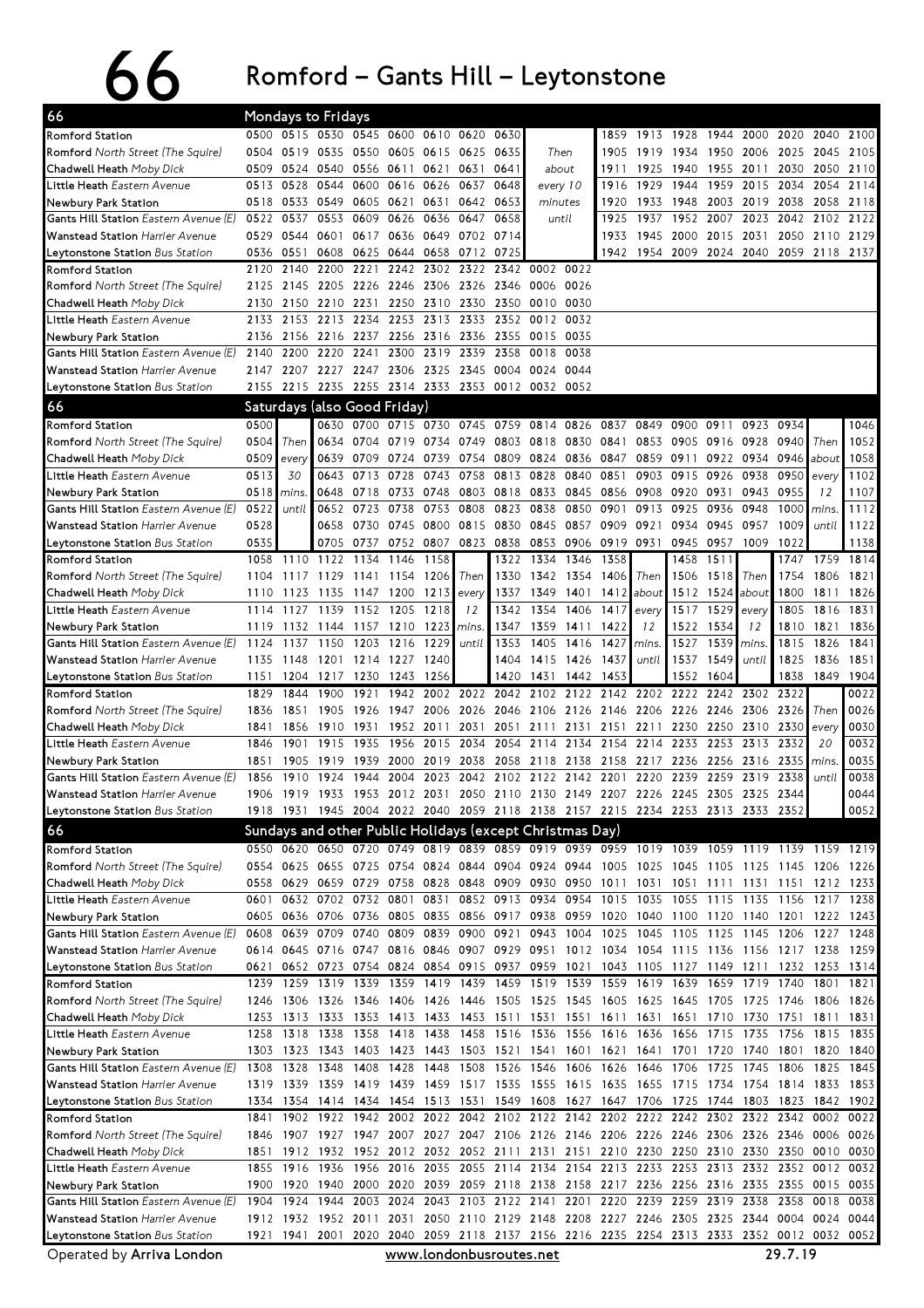# 66 Romford – Gants Hill – Leytonstone

## Mondays to Fridays

| 66 | | | | | | | | | | | | | | | | | | |
|---|---|---|---|---|---|---|---|---|---|---|---|---|---|---|---|---|---|---|
| Romford Station | 0500 | 0515 | 0530 | 0545 | 0600 | 0610 | 0620 | 0630 | Then | 1859 | 1913 | 1928 | 1944 | 2000 | 2020 | 2040 | 2100 |
| Romford North Street (The Squire) | 0504 | 0519 | 0535 | 0550 | 0605 | 0615 | 0625 | 0635 | about | 1905 | 1919 | 1934 | 1950 | 2006 | 2025 | 2045 | 2105 |
| Chadwell Heath Moby Dick | 0509 | 0524 | 0540 | 0556 | 0611 | 0621 | 0631 | 0641 | every 10 | 1911 | 1925 | 1940 | 1955 | 2011 | 2030 | 2050 | 2110 |
| Little Heath Eastern Avenue | 0513 | 0528 | 0544 | 0600 | 0616 | 0626 | 0637 | 0648 | minutes | 1916 | 1929 | 1944 | 1959 | 2015 | 2034 | 2054 | 2114 |
| Newbury Park Station | 0518 | 0533 | 0549 | 0605 | 0621 | 0631 | 0642 | 0653 | until | 1920 | 1933 | 1948 | 2003 | 2019 | 2038 | 2058 | 2118 |
| Gants Hill Station Eastern Avenue (E) | 0522 | 0537 | 0553 | 0609 | 0626 | 0636 | 0647 | 0658 | | 1925 | 1937 | 1952 | 2007 | 2023 | 2042 | 2102 | 2122 |
| Wanstead Station Harrier Avenue | 0529 | 0544 | 0601 | 0617 | 0636 | 0649 | 0702 | 0714 | | 1933 | 1945 | 2000 | 2015 | 2031 | 2050 | 2110 | 2129 |
| Leytonstone Station Bus Station | 0536 | 0551 | 0608 | 0625 | 0644 | 0658 | 0712 | 0725 | | 1942 | 1954 | 2009 | 2024 | 2040 | 2059 | 2118 | 2137 |

| | | | | | | | | | | |
|---|---|---|---|---|---|---|---|---|---|---|
| Romford Station | 2120 | 2140 | 2200 | 2221 | 2242 | 2302 | 2322 | 2342 | 0002 | 0022 |
| Romford North Street (The Squire) | 2125 | 2145 | 2205 | 2226 | 2246 | 2306 | 2326 | 2346 | 0006 | 0026 |
| Chadwell Heath Moby Dick | 2130 | 2150 | 2210 | 2231 | 2250 | 2310 | 2330 | 2350 | 0010 | 0030 |
| Little Heath Eastern Avenue | 2133 | 2153 | 2213 | 2234 | 2253 | 2313 | 2333 | 2352 | 0012 | 0032 |
| Newbury Park Station | 2136 | 2156 | 2216 | 2237 | 2256 | 2316 | 2336 | 2355 | 0015 | 0035 |
| Gants Hill Station Eastern Avenue (E) | 2140 | 2200 | 2220 | 2241 | 2300 | 2319 | 2339 | 2358 | 0018 | 0038 |
| Wanstead Station Harrier Avenue | 2147 | 2207 | 2227 | 2247 | 2306 | 2325 | 2345 | 0004 | 0024 | 0044 |
| Leytonstone Station Bus Station | 2155 | 2215 | 2235 | 2255 | 2314 | 2333 | 2353 | 0012 | 0032 | 0052 |

## Saturdays (also Good Friday)

| 66 | | | | | | | | | | | | | | | | | | | |
|---|---|---|---|---|---|---|---|---|---|---|---|---|---|---|---|---|---|---|---|
| Romford Station | 0500 | Then | 0630 | 0700 | 0715 | 0730 | 0745 | 0759 | 0814 | 0826 | 0837 | 0849 | 0900 | 0911 | 0923 | 0934 | Then | 1046 |
| Romford North Street (The Squire) | 0504 | every | 0634 | 0704 | 0719 | 0734 | 0749 | 0803 | 0818 | 0830 | 0841 | 0853 | 0905 | 0916 | 0928 | 0940 | about | 1052 |
| Chadwell Heath Moby Dick | 0509 | 30 | 0639 | 0709 | 0724 | 0739 | 0754 | 0809 | 0824 | 0836 | 0847 | 0859 | 0911 | 0922 | 0934 | 0946 | every | 1058 |
| Little Heath Eastern Avenue | 0513 | mins. | 0643 | 0713 | 0728 | 0743 | 0758 | 0813 | 0828 | 0840 | 0851 | 0903 | 0915 | 0926 | 0938 | 0950 | 12 | 1102 |
| Newbury Park Station | 0518 | until | 0648 | 0718 | 0733 | 0748 | 0803 | 0818 | 0833 | 0845 | 0856 | 0908 | 0920 | 0931 | 0943 | 0955 | mins. | 1107 |
| Gants Hill Station Eastern Avenue (E) | 0522 | | 0652 | 0723 | 0738 | 0753 | 0808 | 0823 | 0838 | 0850 | 0901 | 0913 | 0925 | 0936 | 0948 | 1000 | until | 1112 |
| Wanstead Station Harrier Avenue | 0528 | | 0658 | 0730 | 0745 | 0800 | 0815 | 0830 | 0845 | 0857 | 0909 | 0921 | 0934 | 0945 | 0957 | 1009 | | 1122 |
| Leytonstone Station Bus Station | 0535 | | 0705 | 0737 | 0752 | 0807 | 0823 | 0838 | 0853 | 0906 | 0919 | 0931 | 0945 | 0957 | 1009 | 1022 | | 1138 |

| | | | | | | | | | | | | | | | | | | |
|---|---|---|---|---|---|---|---|---|---|---|---|---|---|---|---|---|---|---|
| Romford Station | 1058 | 1110 | 1122 | 1134 | 1146 | 1158 | Then | 1322 | 1334 | 1346 | 1358 | Then | 1458 | 1511 | Then | 1747 | 1759 | 1814 |
| Romford North Street (The Squire) | 1104 | 1117 | 1129 | 1141 | 1154 | 1206 | every | 1330 | 1342 | 1354 | 1406 | about | 1506 | 1518 | about | 1754 | 1806 | 1821 |
| Chadwell Heath Moby Dick | 1110 | 1123 | 1135 | 1147 | 1200 | 1213 | 12 | 1337 | 1349 | 1401 | 1412 | every | 1512 | 1524 | every | 1800 | 1811 | 1826 |
| Little Heath Eastern Avenue | 1114 | 1127 | 1139 | 1152 | 1205 | 1218 | mins. | 1342 | 1354 | 1406 | 1417 | 12 | 1517 | 1529 | 12 | 1805 | 1816 | 1831 |
| Newbury Park Station | 1119 | 1132 | 1144 | 1157 | 1210 | 1223 | until | 1347 | 1359 | 1411 | 1422 | mins. | 1522 | 1534 | mins. | 1810 | 1821 | 1836 |
| Gants Hill Station Eastern Avenue (E) | 1124 | 1137 | 1150 | 1203 | 1216 | 1229 | | 1353 | 1405 | 1416 | 1427 | until | 1527 | 1539 | until | 1815 | 1826 | 1841 |
| Wanstead Station Harrier Avenue | 1135 | 1148 | 1201 | 1214 | 1227 | 1240 | | 1404 | 1415 | 1426 | 1437 | | 1537 | 1549 | | 1825 | 1836 | 1851 |
| Leytonstone Station Bus Station | 1151 | 1204 | 1217 | 1230 | 1243 | 1256 | | 1420 | 1431 | 1442 | 1453 | | 1552 | 1604 | | 1838 | 1849 | 1904 |

| | | | | | | | | | | | | | | | | | | |
|---|---|---|---|---|---|---|---|---|---|---|---|---|---|---|---|---|---|---|
| Romford Station | 1829 | 1844 | 1900 | 1921 | 1942 | 2002 | 2022 | 2042 | 2102 | 2122 | 2142 | 2202 | 2222 | 2242 | 2302 | 2322 | Then | 0022 |
| Romford North Street (The Squire) | 1836 | 1851 | 1905 | 1926 | 1947 | 2006 | 2026 | 2046 | 2106 | 2126 | 2146 | 2206 | 2226 | 2246 | 2306 | 2326 | every | 0026 |
| Chadwell Heath Moby Dick | 1841 | 1856 | 1910 | 1931 | 1952 | 2011 | 2031 | 2051 | 2111 | 2131 | 2151 | 2211 | 2230 | 2250 | 2310 | 2330 | 20 | 0030 |
| Little Heath Eastern Avenue | 1846 | 1901 | 1915 | 1935 | 1956 | 2015 | 2034 | 2054 | 2114 | 2134 | 2154 | 2214 | 2233 | 2253 | 2313 | 2332 | mins. | 0032 |
| Newbury Park Station | 1851 | 1905 | 1919 | 1939 | 2000 | 2019 | 2038 | 2058 | 2118 | 2138 | 2158 | 2217 | 2236 | 2256 | 2316 | 2335 | until | 0035 |
| Gants Hill Station Eastern Avenue (E) | 1856 | 1910 | 1924 | 1944 | 2004 | 2023 | 2042 | 2102 | 2122 | 2142 | 2201 | 2220 | 2239 | 2259 | 2319 | 2338 | | 0038 |
| Wanstead Station Harrier Avenue | 1906 | 1919 | 1933 | 1953 | 2012 | 2031 | 2050 | 2110 | 2130 | 2149 | 2207 | 2226 | 2245 | 2305 | 2325 | 2344 | | 0044 |
| Leytonstone Station Bus Station | 1918 | 1931 | 1945 | 2004 | 2022 | 2040 | 2059 | 2118 | 2138 | 2157 | 2215 | 2234 | 2253 | 2313 | 2333 | 2352 | | 0052 |

## Sundays and other Public Holidays (except Christmas Day)

| 66 | | | | | | | | | | | | | | | | | | |
|---|---|---|---|---|---|---|---|---|---|---|---|---|---|---|---|---|---|---|
| Romford Station | 0550 | 0620 | 0650 | 0720 | 0749 | 0819 | 0839 | 0859 | 0919 | 0939 | 0959 | 1019 | 1039 | 1059 | 1119 | 1139 | 1159 | 1219 |
| Romford North Street (The Squire) | 0554 | 0625 | 0655 | 0725 | 0754 | 0824 | 0844 | 0904 | 0924 | 0944 | 1005 | 1025 | 1045 | 1105 | 1125 | 1145 | 1206 | 1226 |
| Chadwell Heath Moby Dick | 0558 | 0629 | 0659 | 0729 | 0758 | 0828 | 0848 | 0909 | 0930 | 0950 | 1011 | 1031 | 1051 | 1111 | 1131 | 1151 | 1212 | 1233 |
| Little Heath Eastern Avenue | 0601 | 0632 | 0702 | 0732 | 0801 | 0831 | 0852 | 0913 | 0934 | 0954 | 1015 | 1035 | 1055 | 1115 | 1135 | 1156 | 1217 | 1238 |
| Newbury Park Station | 0605 | 0636 | 0706 | 0736 | 0805 | 0835 | 0856 | 0917 | 0938 | 0959 | 1020 | 1040 | 1100 | 1120 | 1140 | 1201 | 1222 | 1243 |
| Gants Hill Station Eastern Avenue (E) | 0608 | 0639 | 0709 | 0740 | 0809 | 0839 | 0900 | 0921 | 0943 | 1004 | 1025 | 1045 | 1105 | 1125 | 1145 | 1206 | 1227 | 1248 |
| Wanstead Station Harrier Avenue | 0614 | 0645 | 0716 | 0747 | 0816 | 0846 | 0907 | 0929 | 0951 | 1012 | 1034 | 1054 | 1115 | 1136 | 1156 | 1217 | 1238 | 1259 |
| Leytonstone Station Bus Station | 0621 | 0652 | 0723 | 0754 | 0824 | 0854 | 0915 | 0937 | 0959 | 1021 | 1043 | 1105 | 1127 | 1149 | 1211 | 1232 | 1253 | 1314 |

| | | | | | | | | | | | | | | | | | | |
|---|---|---|---|---|---|---|---|---|---|---|---|---|---|---|---|---|---|---|
| Romford Station | 1239 | 1259 | 1319 | 1339 | 1359 | 1419 | 1439 | 1459 | 1519 | 1539 | 1559 | 1619 | 1639 | 1659 | 1719 | 1740 | 1801 | 1821 |
| Romford North Street (The Squire) | 1246 | 1306 | 1326 | 1346 | 1406 | 1426 | 1446 | 1505 | 1525 | 1545 | 1605 | 1625 | 1645 | 1705 | 1725 | 1746 | 1806 | 1826 |
| Chadwell Heath Moby Dick | 1253 | 1313 | 1333 | 1353 | 1413 | 1433 | 1453 | 1511 | 1531 | 1551 | 1611 | 1631 | 1651 | 1710 | 1730 | 1751 | 1811 | 1831 |
| Little Heath Eastern Avenue | 1258 | 1318 | 1338 | 1358 | 1418 | 1438 | 1458 | 1516 | 1536 | 1556 | 1616 | 1636 | 1656 | 1715 | 1735 | 1756 | 1815 | 1835 |
| Newbury Park Station | 1303 | 1323 | 1343 | 1403 | 1423 | 1443 | 1503 | 1521 | 1541 | 1601 | 1621 | 1641 | 1701 | 1720 | 1740 | 1801 | 1820 | 1840 |
| Gants Hill Station Eastern Avenue (E) | 1308 | 1328 | 1348 | 1408 | 1428 | 1448 | 1508 | 1526 | 1546 | 1606 | 1626 | 1646 | 1706 | 1725 | 1745 | 1806 | 1825 | 1845 |
| Wanstead Station Harrier Avenue | 1319 | 1339 | 1359 | 1419 | 1439 | 1459 | 1517 | 1535 | 1555 | 1615 | 1635 | 1655 | 1715 | 1734 | 1754 | 1814 | 1833 | 1853 |
| Leytonstone Station Bus Station | 1334 | 1354 | 1414 | 1434 | 1454 | 1513 | 1531 | 1549 | 1608 | 1627 | 1647 | 1706 | 1725 | 1744 | 1803 | 1823 | 1842 | 1902 |

| | | | | | | | | | | | | | | | | | | |
|---|---|---|---|---|---|---|---|---|---|---|---|---|---|---|---|---|---|---|
| Romford Station | 1841 | 1902 | 1922 | 1942 | 2002 | 2022 | 2042 | 2102 | 2122 | 2142 | 2202 | 2222 | 2242 | 2302 | 2322 | 2342 | 0002 | 0022 |
| Romford North Street (The Squire) | 1846 | 1907 | 1927 | 1947 | 2007 | 2027 | 2047 | 2106 | 2126 | 2146 | 2206 | 2226 | 2246 | 2306 | 2326 | 2346 | 0006 | 0026 |
| Chadwell Heath Moby Dick | 1851 | 1912 | 1932 | 1952 | 2012 | 2032 | 2052 | 2111 | 2131 | 2151 | 2210 | 2230 | 2250 | 2310 | 2330 | 2350 | 0010 | 0030 |
| Little Heath Eastern Avenue | 1855 | 1916 | 1936 | 1956 | 2016 | 2035 | 2055 | 2114 | 2134 | 2154 | 2213 | 2233 | 2253 | 2313 | 2332 | 2352 | 0012 | 0032 |
| Newbury Park Station | 1900 | 1920 | 1940 | 2000 | 2020 | 2039 | 2059 | 2118 | 2138 | 2158 | 2217 | 2236 | 2256 | 2316 | 2335 | 2355 | 0015 | 0035 |
| Gants Hill Station Eastern Avenue (E) | 1904 | 1924 | 1944 | 2003 | 2024 | 2043 | 2103 | 2122 | 2141 | 2201 | 2220 | 2239 | 2259 | 2319 | 2338 | 2358 | 0018 | 0038 |
| Wanstead Station Harrier Avenue | 1912 | 1932 | 1952 | 2011 | 2031 | 2050 | 2110 | 2129 | 2148 | 2208 | 2227 | 2246 | 2305 | 2325 | 2344 | 0004 | 0024 | 0044 |
| Leytonstone Station Bus Station | 1921 | 1941 | 2001 | 2020 | 2040 | 2059 | 2118 | 2137 | 2156 | 2216 | 2235 | 2254 | 2313 | 2333 | 2352 | 0012 | 0032 | 0052 |

Operated by **Arriva London** www.londonbusroutes.net 29.7.19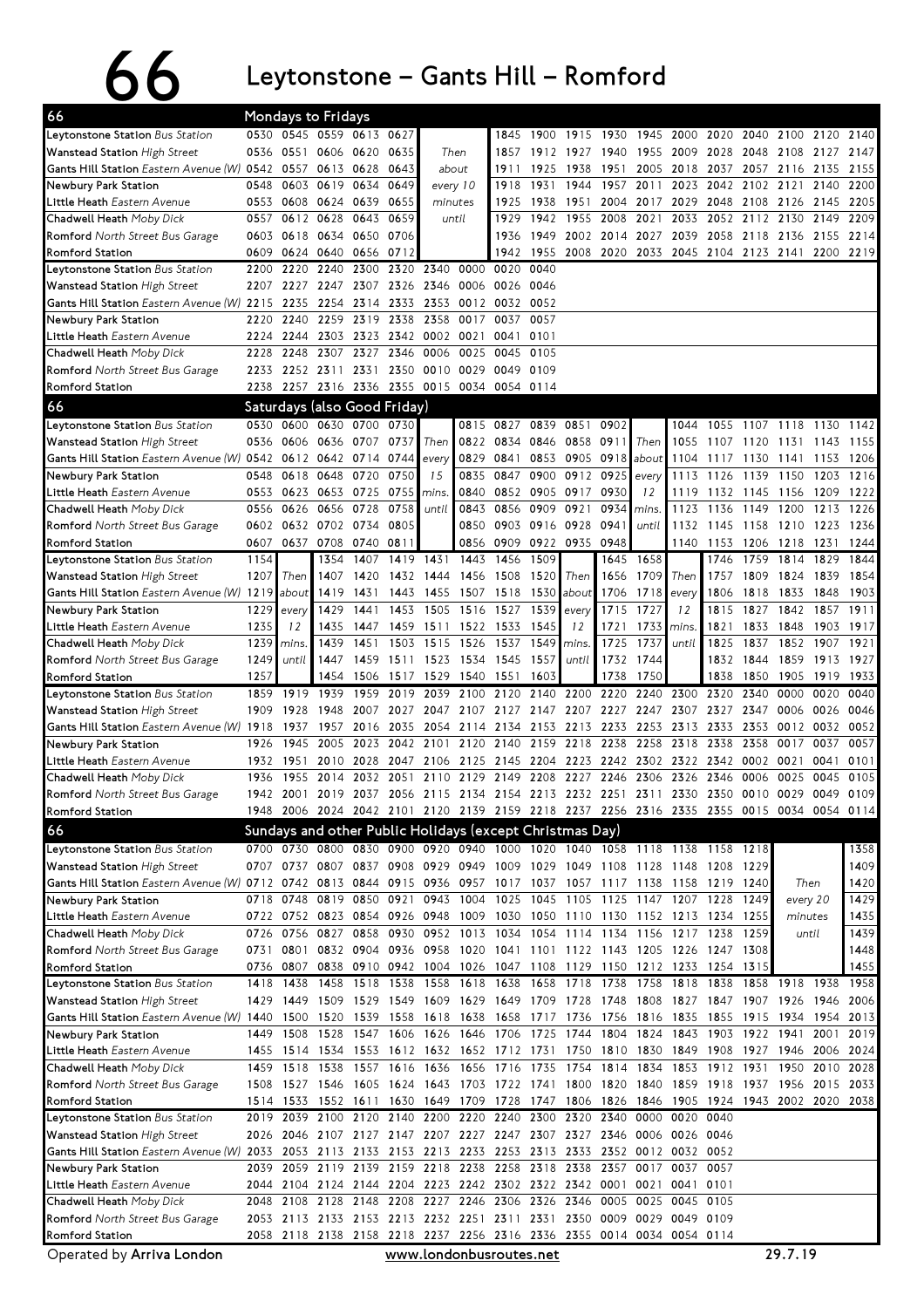# 66 Leytonstone – Gants Hill – Romford

## Mondays to Fridays

| 66 | | | | | | | | | | | | | | | | | | | |
|---|---|---|---|---|---|---|---|---|---|---|---|---|---|---|---|---|---|---|---|
| Leytonstone Station *Bus Station* | 0530 | 0545 | 0559 | 0613 | 0627 | Then | 1845 | 1900 | 1915 | 1930 | 1945 | 2000 | 2020 | 2040 | 2100 | 2120 | 2140 |
| Wanstead Station *High Street* | 0536 | 0551 | 0606 | 0620 | 0635 | about | 1857 | 1912 | 1927 | 1940 | 1955 | 2009 | 2028 | 2048 | 2108 | 2127 | 2147 |
| Gants Hill Station *Eastern Avenue (W)* | 0542 | 0557 | 0613 | 0628 | 0643 | every 10 | 1911 | 1925 | 1938 | 1951 | 2005 | 2018 | 2037 | 2057 | 2116 | 2135 | 2155 |
| Newbury Park Station | 0548 | 0603 | 0619 | 0634 | 0649 | minutes | 1918 | 1931 | 1944 | 1957 | 2011 | 2023 | 2042 | 2102 | 2121 | 2140 | 2200 |
| Little Heath *Eastern Avenue* | 0553 | 0608 | 0624 | 0639 | 0655 | until | 1925 | 1938 | 1951 | 2004 | 2017 | 2029 | 2048 | 2108 | 2126 | 2145 | 2205 |
| Chadwell Heath *Moby Dick* | 0557 | 0612 | 0628 | 0643 | 0659 | | 1929 | 1942 | 1955 | 2008 | 2021 | 2033 | 2052 | 2112 | 2130 | 2149 | 2209 |
| Romford *North Street Bus Garage* | 0603 | 0618 | 0634 | 0650 | 0706 | | 1936 | 1949 | 2002 | 2014 | 2027 | 2039 | 2058 | 2118 | 2136 | 2155 | 2214 |
| Romford Station | 0609 | 0624 | 0640 | 0656 | 0712 | | 1942 | 1955 | 2008 | 2020 | 2033 | 2045 | 2104 | 2123 | 2141 | 2200 | 2219 |

| | | | | | | | | | |
|---|---|---|---|---|---|---|---|---|---|
| Leytonstone Station *Bus Station* | 2200 | 2220 | 2240 | 2300 | 2320 | 2340 | 0000 | 0020 | 0040 |
| Wanstead Station *High Street* | 2207 | 2227 | 2247 | 2307 | 2326 | 2346 | 0006 | 0026 | 0046 |
| Gants Hill Station *Eastern Avenue (W)* | 2215 | 2235 | 2254 | 2314 | 2333 | 2353 | 0012 | 0032 | 0052 |
| Newbury Park Station | 2220 | 2240 | 2259 | 2319 | 2338 | 2358 | 0017 | 0037 | 0057 |
| Little Heath *Eastern Avenue* | 2224 | 2244 | 2303 | 2323 | 2342 | 0002 | 0021 | 0041 | 0101 |
| Chadwell Heath *Moby Dick* | 2228 | 2248 | 2307 | 2327 | 2346 | 0006 | 0025 | 0045 | 0105 |
| Romford *North Street Bus Garage* | 2233 | 2252 | 2311 | 2331 | 2350 | 0010 | 0029 | 0049 | 0109 |
| Romford Station | 2238 | 2257 | 2316 | 2336 | 2355 | 0015 | 0034 | 0054 | 0114 |

## Saturdays (also Good Friday)

| 66 | | | | | | | | | | | | | | | | | | | |
|---|---|---|---|---|---|---|---|---|---|---|---|---|---|---|---|---|---|---|---|
| Leytonstone Station *Bus Station* | 0530 | 0600 | 0630 | 0700 | 0730 | Then | 0815 | 0827 | 0839 | 0851 | 0902 | Then | 1044 | 1055 | 1107 | 1118 | 1130 | 1142 |
| Wanstead Station *High Street* | 0536 | 0606 | 0636 | 0707 | 0737 | every | 0822 | 0834 | 0846 | 0858 | 0911 | about | 1055 | 1107 | 1120 | 1131 | 1143 | 1155 |
| Gants Hill Station *Eastern Avenue (W)* | 0542 | 0612 | 0642 | 0714 | 0744 | 15 | 0829 | 0841 | 0853 | 0905 | 0918 | every | 1104 | 1117 | 1130 | 1141 | 1153 | 1206 |
| Newbury Park Station | 0548 | 0618 | 0648 | 0720 | 0750 | mins. | 0835 | 0847 | 0900 | 0912 | 0925 | 12 | 1113 | 1126 | 1139 | 1150 | 1203 | 1216 |
| Little Heath *Eastern Avenue* | 0553 | 0623 | 0653 | 0725 | 0755 | until | 0840 | 0852 | 0905 | 0917 | 0930 | mins. | 1119 | 1132 | 1145 | 1156 | 1209 | 1222 |
| Chadwell Heath *Moby Dick* | 0556 | 0626 | 0656 | 0728 | 0758 | | 0843 | 0856 | 0909 | 0921 | 0934 | until | 1123 | 1136 | 1149 | 1200 | 1213 | 1226 |
| Romford *North Street Bus Garage* | 0602 | 0632 | 0702 | 0734 | 0805 | | 0850 | 0903 | 0916 | 0928 | 0941 | | 1132 | 1145 | 1158 | 1210 | 1223 | 1236 |
| Romford Station | 0607 | 0637 | 0708 | 0740 | 0811 | | 0856 | 0909 | 0922 | 0935 | 0948 | | 1140 | 1153 | 1206 | 1218 | 1231 | 1244 |

| | | | | | | | | | | | | | | | | | | | |
|---|---|---|---|---|---|---|---|---|---|---|---|---|---|---|---|---|---|---|---|
| Leytonstone Station *Bus Station* | 1154 | Then | 1354 | 1407 | 1419 | 1431 | 1443 | 1456 | 1509 | Then | 1645 | 1658 | Then | 1746 | 1759 | 1814 | 1829 | 1844 |
| Wanstead Station *High Street* | 1207 | about | 1407 | 1420 | 1432 | 1444 | 1456 | 1508 | 1520 | about | 1656 | 1709 | every | 1757 | 1809 | 1824 | 1839 | 1854 |
| Gants Hill Station *Eastern Avenue (W)* | 1219 | every | 1419 | 1431 | 1443 | 1455 | 1507 | 1518 | 1530 | every | 1706 | 1718 | 12 | 1806 | 1818 | 1833 | 1848 | 1903 |
| Newbury Park Station | 1229 | 12 | 1429 | 1441 | 1453 | 1505 | 1516 | 1527 | 1539 | 12 | 1715 | 1727 | mins. | 1815 | 1827 | 1842 | 1857 | 1911 |
| Little Heath *Eastern Avenue* | 1235 | mins. | 1435 | 1447 | 1459 | 1511 | 1522 | 1533 | 1545 | mins. | 1721 | 1733 | until | 1821 | 1833 | 1848 | 1903 | 1917 |
| Chadwell Heath *Moby Dick* | 1239 | until | 1439 | 1451 | 1503 | 1515 | 1526 | 1537 | 1549 | until | 1725 | 1737 | | 1825 | 1837 | 1852 | 1907 | 1921 |
| Romford *North Street Bus Garage* | 1249 | | 1447 | 1459 | 1511 | 1523 | 1534 | 1545 | 1557 | | 1732 | 1744 | | 1832 | 1844 | 1859 | 1913 | 1927 |
| Romford Station | 1257 | | 1454 | 1506 | 1517 | 1529 | 1540 | 1551 | 1603 | | 1738 | 1750 | | 1838 | 1850 | 1905 | 1919 | 1933 |

| | | | | | | | | | | | | | | | | | | |
|---|---|---|---|---|---|---|---|---|---|---|---|---|---|---|---|---|---|---|
| Leytonstone Station *Bus Station* | 1859 | 1919 | 1939 | 1959 | 2019 | 2039 | 2100 | 2120 | 2140 | 2200 | 2220 | 2240 | 2300 | 2320 | 2340 | 0000 | 0020 | 0040 |
| Wanstead Station *High Street* | 1909 | 1928 | 1948 | 2007 | 2027 | 2047 | 2107 | 2127 | 2147 | 2207 | 2227 | 2247 | 2307 | 2327 | 2347 | 0006 | 0026 | 0046 |
| Gants Hill Station *Eastern Avenue (W)* | 1918 | 1937 | 1957 | 2016 | 2035 | 2054 | 2114 | 2134 | 2153 | 2213 | 2233 | 2253 | 2313 | 2333 | 2353 | 0012 | 0032 | 0052 |
| Newbury Park Station | 1926 | 1945 | 2005 | 2023 | 2042 | 2101 | 2120 | 2140 | 2159 | 2218 | 2238 | 2258 | 2318 | 2338 | 2358 | 0017 | 0037 | 0057 |
| Little Heath *Eastern Avenue* | 1932 | 1951 | 2010 | 2028 | 2047 | 2106 | 2125 | 2145 | 2204 | 2223 | 2242 | 2302 | 2322 | 2342 | 0002 | 0021 | 0041 | 0101 |
| Chadwell Heath *Moby Dick* | 1936 | 1955 | 2014 | 2032 | 2051 | 2110 | 2129 | 2149 | 2208 | 2227 | 2246 | 2306 | 2326 | 2346 | 0006 | 0025 | 0045 | 0105 |
| Romford *North Street Bus Garage* | 1942 | 2001 | 2019 | 2037 | 2056 | 2115 | 2134 | 2154 | 2213 | 2232 | 2251 | 2311 | 2330 | 2350 | 0010 | 0029 | 0049 | 0109 |
| Romford Station | 1948 | 2006 | 2024 | 2042 | 2101 | 2120 | 2139 | 2159 | 2218 | 2237 | 2256 | 2316 | 2335 | 2355 | 0015 | 0034 | 0054 | 0114 |

## Sundays and other Public Holidays (except Christmas Day)

| 66 | | | | | | | | | | | | | | | | | | |
|---|---|---|---|---|---|---|---|---|---|---|---|---|---|---|---|---|---|---|
| Leytonstone Station *Bus Station* | 0700 | 0730 | 0800 | 0830 | 0900 | 0920 | 0940 | 1000 | 1020 | 1040 | 1058 | 1118 | 1138 | 1158 | 1218 | Then | 1358 |
| Wanstead Station *High Street* | 0707 | 0737 | 0807 | 0837 | 0908 | 0929 | 0949 | 1009 | 1029 | 1049 | 1108 | 1128 | 1148 | 1208 | 1229 | every 20 | 1409 |
| Gants Hill Station *Eastern Avenue (W)* | 0712 | 0742 | 0813 | 0844 | 0915 | 0936 | 0957 | 1017 | 1037 | 1057 | 1117 | 1138 | 1158 | 1219 | 1240 | minutes | 1420 |
| Newbury Park Station | 0718 | 0748 | 0819 | 0850 | 0921 | 0943 | 1004 | 1025 | 1045 | 1105 | 1125 | 1147 | 1207 | 1228 | 1249 | until | 1429 |
| Little Heath *Eastern Avenue* | 0722 | 0752 | 0823 | 0854 | 0926 | 0948 | 1009 | 1030 | 1050 | 1110 | 1130 | 1152 | 1213 | 1234 | 1255 | | 1435 |
| Chadwell Heath *Moby Dick* | 0726 | 0756 | 0827 | 0858 | 0930 | 0952 | 1013 | 1034 | 1054 | 1114 | 1134 | 1156 | 1217 | 1238 | 1259 | | 1439 |
| Romford *North Street Bus Garage* | 0731 | 0801 | 0832 | 0904 | 0936 | 0958 | 1020 | 1041 | 1101 | 1122 | 1143 | 1205 | 1226 | 1247 | 1308 | | 1448 |
| Romford Station | 0736 | 0807 | 0838 | 0910 | 0942 | 1004 | 1026 | 1047 | 1108 | 1129 | 1150 | 1212 | 1233 | 1254 | 1315 | | 1455 |

| | | | | | | | | | | | | | | | | | | | |
|---|---|---|---|---|---|---|---|---|---|---|---|---|---|---|---|---|---|---|---|
| Leytonstone Station *Bus Station* | 1418 | 1438 | 1458 | 1518 | 1538 | 1558 | 1618 | 1638 | 1658 | 1718 | 1738 | 1758 | 1818 | 1838 | 1858 | 1918 | 1938 | 1958 |
| Wanstead Station *High Street* | 1429 | 1449 | 1509 | 1529 | 1549 | 1609 | 1629 | 1649 | 1709 | 1728 | 1748 | 1808 | 1827 | 1847 | 1907 | 1926 | 1946 | 2006 |
| Gants Hill Station *Eastern Avenue (W)* | 1440 | 1500 | 1520 | 1539 | 1558 | 1618 | 1638 | 1658 | 1717 | 1736 | 1756 | 1816 | 1835 | 1855 | 1915 | 1934 | 1954 | 2013 |
| Newbury Park Station | 1449 | 1508 | 1528 | 1547 | 1606 | 1626 | 1646 | 1706 | 1725 | 1744 | 1804 | 1824 | 1843 | 1903 | 1922 | 1941 | 2001 | 2019 |
| Little Heath *Eastern Avenue* | 1455 | 1514 | 1534 | 1553 | 1612 | 1632 | 1652 | 1712 | 1731 | 1750 | 1810 | 1830 | 1849 | 1908 | 1927 | 1946 | 2006 | 2024 |
| Chadwell Heath *Moby Dick* | 1459 | 1518 | 1538 | 1557 | 1616 | 1636 | 1656 | 1716 | 1735 | 1754 | 1814 | 1834 | 1853 | 1912 | 1931 | 1950 | 2010 | 2028 |
| Romford *North Street Bus Garage* | 1508 | 1527 | 1546 | 1605 | 1624 | 1643 | 1703 | 1722 | 1741 | 1800 | 1820 | 1840 | 1859 | 1918 | 1937 | 1956 | 2015 | 2033 |
| Romford Station | 1514 | 1533 | 1552 | 1611 | 1630 | 1649 | 1709 | 1728 | 1747 | 1806 | 1826 | 1846 | 1905 | 1924 | 1943 | 2002 | 2020 | 2038 |

| | | | | | | | | | | | | | | |
|---|---|---|---|---|---|---|---|---|---|---|---|---|---|---|
| Leytonstone Station *Bus Station* | 2019 | 2039 | 2100 | 2120 | 2140 | 2200 | 2220 | 2240 | 2300 | 2320 | 2340 | 0000 | 0020 | 0040 |
| Wanstead Station *High Street* | 2026 | 2046 | 2107 | 2127 | 2147 | 2207 | 2227 | 2247 | 2307 | 2327 | 2346 | 0006 | 0026 | 0046 |
| Gants Hill Station *Eastern Avenue (W)* | 2033 | 2053 | 2113 | 2133 | 2153 | 2213 | 2233 | 2253 | 2313 | 2333 | 2352 | 0012 | 0032 | 0052 |
| Newbury Park Station | 2039 | 2059 | 2119 | 2139 | 2159 | 2218 | 2238 | 2258 | 2318 | 2338 | 2357 | 0017 | 0037 | 0057 |
| Little Heath *Eastern Avenue* | 2044 | 2104 | 2124 | 2144 | 2204 | 2223 | 2242 | 2302 | 2322 | 2342 | 0001 | 0021 | 0041 | 0101 |
| Chadwell Heath *Moby Dick* | 2048 | 2108 | 2128 | 2148 | 2208 | 2227 | 2246 | 2306 | 2326 | 2346 | 0005 | 0025 | 0045 | 0105 |
| Romford *North Street Bus Garage* | 2053 | 2113 | 2133 | 2153 | 2213 | 2232 | 2251 | 2311 | 2331 | 2350 | 0009 | 0029 | 0049 | 0109 |
| Romford Station | 2058 | 2118 | 2138 | 2158 | 2218 | 2237 | 2256 | 2316 | 2336 | 2355 | 0014 | 0034 | 0054 | 0114 |

Operated by **Arriva London** www.londonbusroutes.net 29.7.19